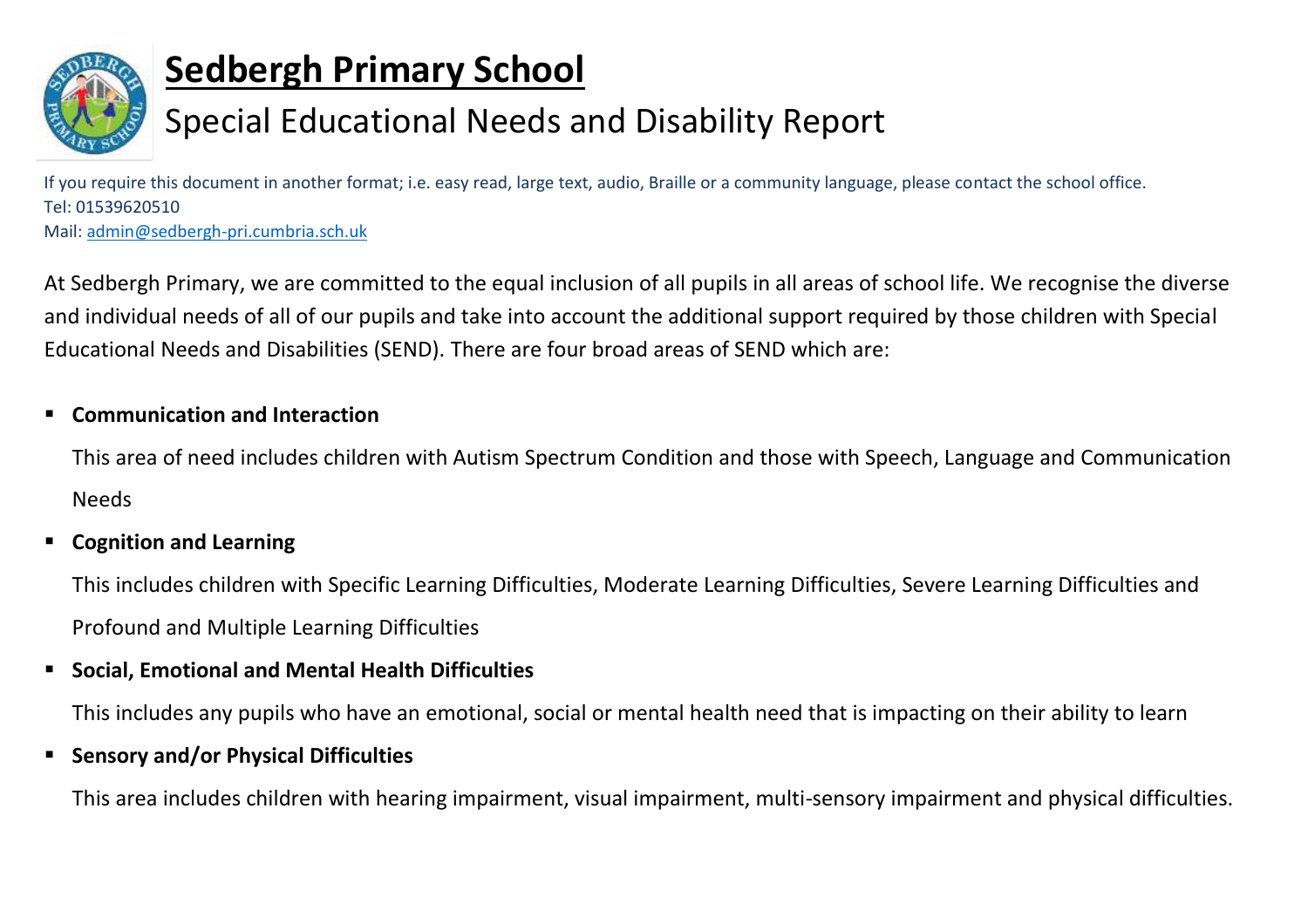# Sedbergh Primary School

## Special Educational Needs and Disability Report

If you require this document in another format; i.e. easy read, large text, audio, Braille or a community language, please contact the school office.
Tel: 01539620510
Mail: admin@sedbergh-pri.cumbria.sch.uk

At Sedbergh Primary, we are committed to the equal inclusion of all pupils in all areas of school life. We recognise the diverse and individual needs of all of our pupils and take into account the additional support required by those children with Special Educational Needs and Disabilities (SEND). There are four broad areas of SEND which are:

- **Communication and Interaction**

  This area of need includes children with Autism Spectrum Condition and those with Speech, Language and Communication Needs

- **Cognition and Learning**

  This includes children with Specific Learning Difficulties, Moderate Learning Difficulties, Severe Learning Difficulties and Profound and Multiple Learning Difficulties

- **Social, Emotional and Mental Health Difficulties**

  This includes any pupils who have an emotional, social or mental health need that is impacting on their ability to learn

- **Sensory and/or Physical Difficulties**

  This area includes children with hearing impairment, visual impairment, multi-sensory impairment and physical difficulties.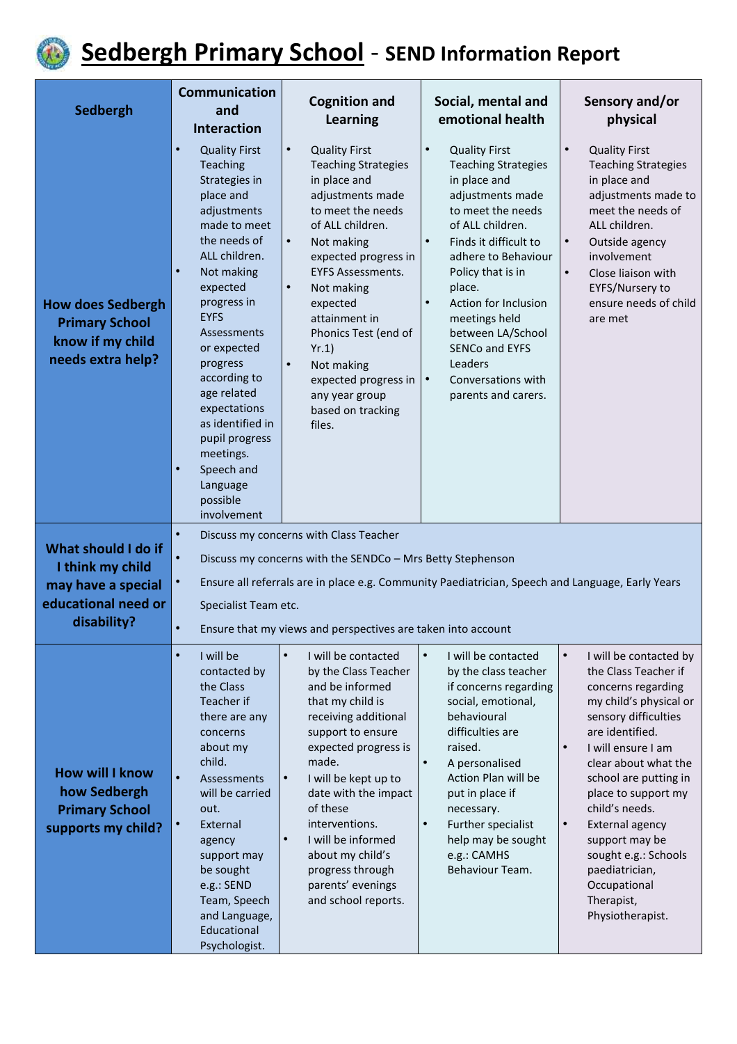# Sedbergh Primary School - SEND Information Report

| Sedbergh | Communication and Interaction | Cognition and Learning | Social, mental and emotional health | Sensory and/or physical |
|---|---|---|---|---|
| **How does Sedbergh Primary School know if my child needs extra help?** | • Quality First Teaching Strategies in place and adjustments made to meet the needs of ALL children.<br>• Not making expected progress in EYFS Assessments or expected progress according to age related expectations as identified in pupil progress meetings.<br>• Speech and Language possible involvement | • Quality First Teaching Strategies in place and adjustments made to meet the needs of ALL children.<br>• Not making expected progress in EYFS Assessments.<br>• Not making expected attainment in Phonics Test (end of Yr.1)<br>• Not making expected progress in any year group based on tracking files. | • Quality First Teaching Strategies in place and adjustments made to meet the needs of ALL children.<br>• Finds it difficult to adhere to Behaviour Policy that is in place.<br>• Action for Inclusion meetings held between LA/School SENCo and EYFS Leaders<br>• Conversations with parents and carers. | • Quality First Teaching Strategies in place and adjustments made to meet the needs of ALL children.<br>• Outside agency involvement<br>• Close liaison with EYFS/Nursery to ensure needs of child are met |
| **What should I do if I think my child may have a special educational need or disability?** | • Discuss my concerns with Class Teacher<br>• Discuss my concerns with the SENDCo – Mrs Betty Stephenson<br>• Ensure all referrals are in place e.g. Community Paediatrician, Speech and Language, Early Years Specialist Team etc.<br>• Ensure that my views and perspectives are taken into account | | | |
| **How will I know how Sedbergh Primary School supports my child?** | • I will be contacted by the Class Teacher if there are any concerns about my child.<br>• Assessments will be carried out.<br>• External agency support may be sought e.g.: SEND Team, Speech and Language, Educational Psychologist. | • I will be contacted by the Class Teacher and be informed that my child is receiving additional support to ensure expected progress is made.<br>• I will be kept up to date with the impact of these interventions.<br>• I will be informed about my child's progress through parents' evenings and school reports. | • I will be contacted by the class teacher if concerns regarding social, emotional, behavioural difficulties are raised.<br>• A personalised Action Plan will be put in place if necessary.<br>• Further specialist help may be sought e.g.: CAMHS Behaviour Team. | • I will be contacted by the Class Teacher if concerns regarding my child's physical or sensory difficulties are identified.<br>• I will ensure I am clear about what the school are putting in place to support my child's needs.<br>• External agency support may be sought e.g.: Schools paediatrician, Occupational Therapist, Physiotherapist. |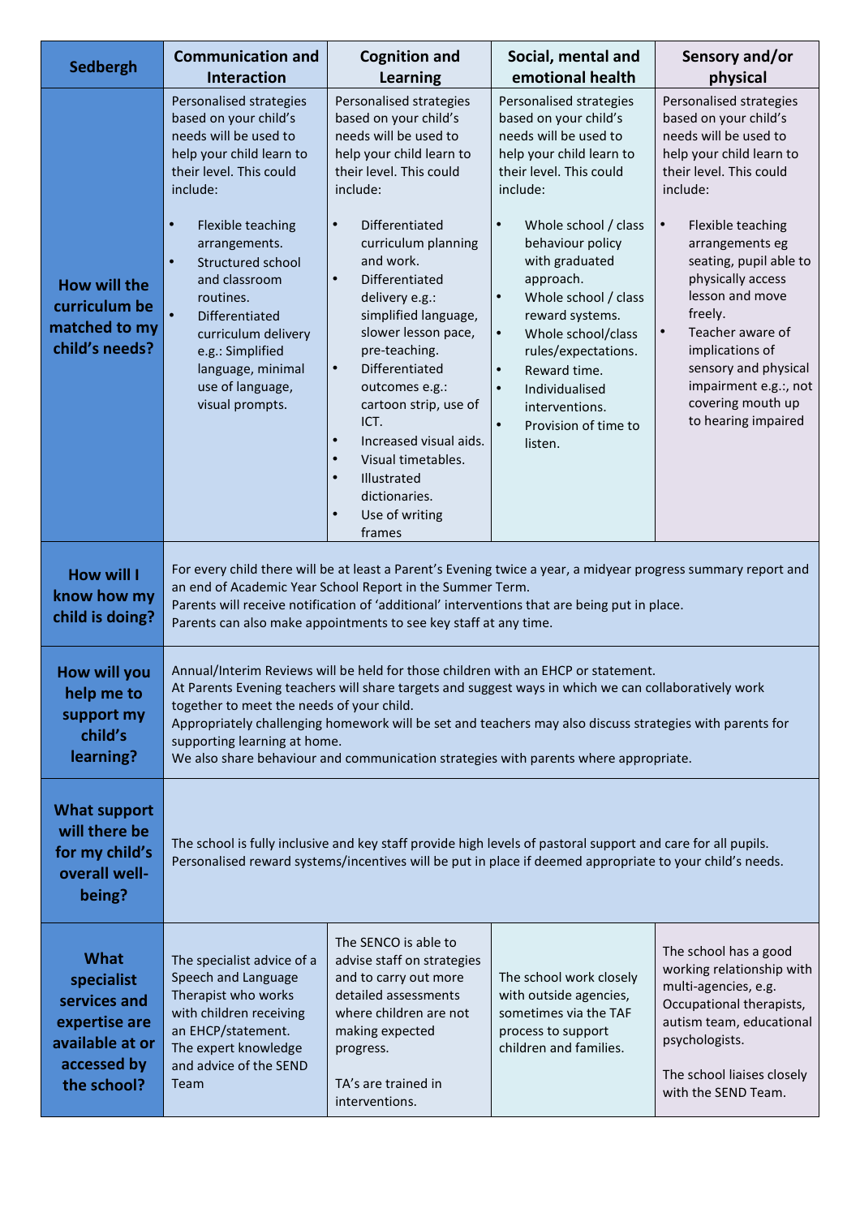| Sedbergh | Communication and Interaction | Cognition and Learning | Social, mental and emotional health | Sensory and/or physical |
|---|---|---|---|---|
| **How will the curriculum be matched to my child's needs?** | Personalised strategies based on your child's needs will be used to help your child learn to their level. This could include:<br><br>• Flexible teaching arrangements.<br>• Structured school and classroom routines.<br>• Differentiated curriculum delivery e.g.: Simplified language, minimal use of language, visual prompts. | Personalised strategies based on your child's needs will be used to help your child learn to their level. This could include:<br><br>• Differentiated curriculum planning and work.<br>• Differentiated delivery e.g.: simplified language, slower lesson pace, pre-teaching.<br>• Differentiated outcomes e.g.: cartoon strip, use of ICT.<br>• Increased visual aids.<br>• Visual timetables.<br>• Illustrated dictionaries.<br>• Use of writing frames | Personalised strategies based on your child's needs will be used to help your child learn to their level. This could include:<br><br>• Whole school / class behaviour policy with graduated approach.<br>• Whole school / class reward systems.<br>• Whole school/class rules/expectations.<br>• Reward time.<br>• Individualised interventions.<br>• Provision of time to listen. | Personalised strategies based on your child's needs will be used to help your child learn to their level. This could include:<br><br>• Flexible teaching arrangements eg seating, pupil able to physically access lesson and move freely.<br>• Teacher aware of implications of sensory and physical impairment e.g.:, not covering mouth up to hearing impaired |
| **How will I know how my child is doing?** | For every child there will be at least a Parent's Evening twice a year, a midyear progress summary report and an end of Academic Year School Report in the Summer Term.<br>Parents will receive notification of 'additional' interventions that are being put in place.<br>Parents can also make appointments to see key staff at any time. | | | |
| **How will you help me to support my child's learning?** | Annual/Interim Reviews will be held for those children with an EHCP or statement.<br>At Parents Evening teachers will share targets and suggest ways in which we can collaboratively work together to meet the needs of your child.<br>Appropriately challenging homework will be set and teachers may also discuss strategies with parents for supporting learning at home.<br>We also share behaviour and communication strategies with parents where appropriate. | | | |
| **What support will there be for my child's overall well-being?** | The school is fully inclusive and key staff provide high levels of pastoral support and care for all pupils.<br>Personalised reward systems/incentives will be put in place if deemed appropriate to your child's needs. | | | |
| **What specialist services and expertise are available at or accessed by the school?** | The specialist advice of a Speech and Language Therapist who works with children receiving an EHCP/statement.<br>The expert knowledge and advice of the SEND Team | The SENCO is able to advise staff on strategies and to carry out more detailed assessments where children are not making expected progress.<br><br>TA's are trained in interventions. | The school work closely with outside agencies, sometimes via the TAF process to support children and families. | The school has a good working relationship with multi-agencies, e.g. Occupational therapists, autism team, educational psychologists.<br><br>The school liaises closely with the SEND Team. |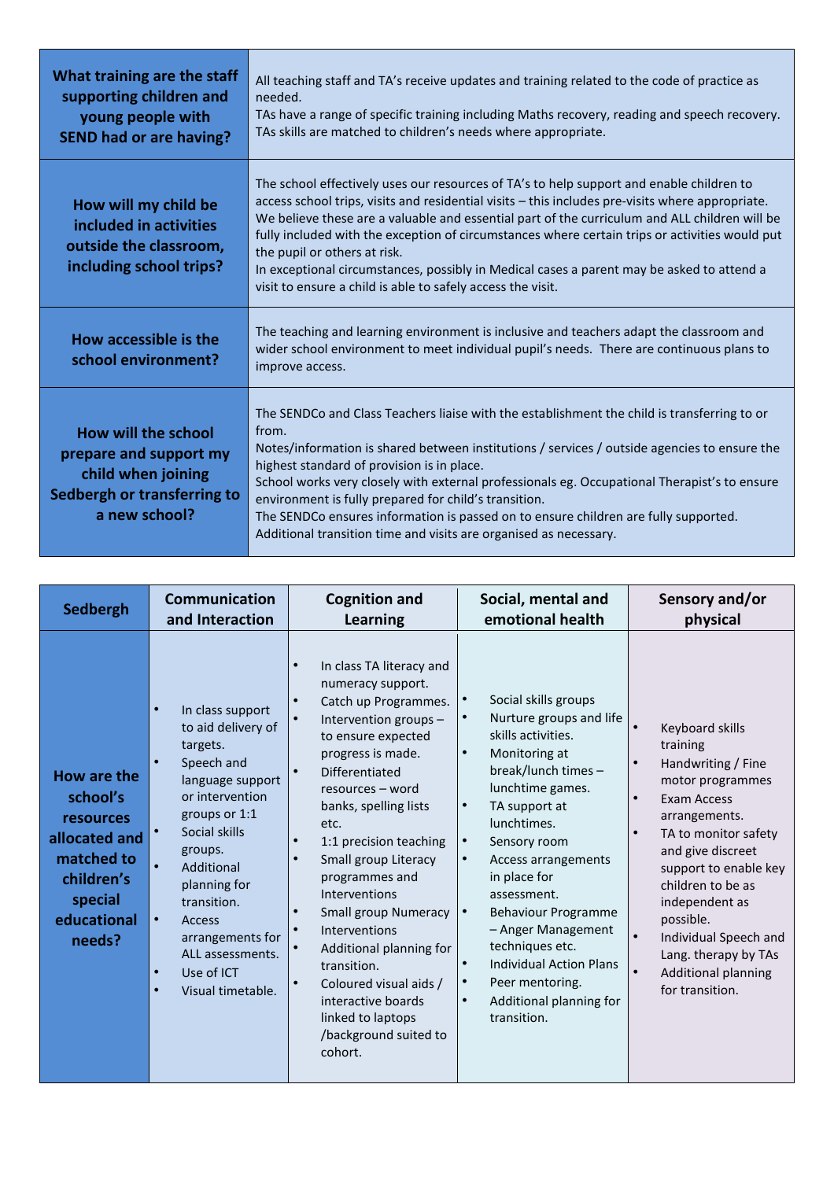| | |
|---|---|
| **What training are the staff supporting children and young people with SEND had or are having?** | All teaching staff and TA's receive updates and training related to the code of practice as needed.<br>TAs have a range of specific training including Maths recovery, reading and speech recovery.<br>TAs skills are matched to children's needs where appropriate. |
| **How will my child be included in activities outside the classroom, including school trips?** | The school effectively uses our resources of TA's to help support and enable children to access school trips, visits and residential visits – this includes pre-visits where appropriate. We believe these are a valuable and essential part of the curriculum and ALL children will be fully included with the exception of circumstances where certain trips or activities would put the pupil or others at risk.<br>In exceptional circumstances, possibly in Medical cases a parent may be asked to attend a visit to ensure a child is able to safely access the visit. |
| **How accessible is the school environment?** | The teaching and learning environment is inclusive and teachers adapt the classroom and wider school environment to meet individual pupil's needs. There are continuous plans to improve access. |
| **How will the school prepare and support my child when joining Sedbergh or transferring to a new school?** | The SENDCo and Class Teachers liaise with the establishment the child is transferring to or from.<br>Notes/information is shared between institutions / services / outside agencies to ensure the highest standard of provision is in place.<br>School works very closely with external professionals eg. Occupational Therapist's to ensure environment is fully prepared for child's transition.<br>The SENDCo ensures information is passed on to ensure children are fully supported.<br>Additional transition time and visits are organised as necessary. |

| Sedbergh | Communication and Interaction | Cognition and Learning | Social, mental and emotional health | Sensory and/or physical |
|---|---|---|---|---|
| **How are the school's resources allocated and matched to children's special educational needs?** | • In class support to aid delivery of targets.<br>• Speech and language support or intervention groups or 1:1<br>• Social skills groups.<br>• Additional planning for transition.<br>• Access arrangements for ALL assessments.<br>• Use of ICT<br>• Visual timetable. | • In class TA literacy and numeracy support.<br>• Catch up Programmes.<br>• Intervention groups – to ensure expected progress is made.<br>• Differentiated resources – word banks, spelling lists etc.<br>• 1:1 precision teaching<br>• Small group Literacy programmes and Interventions<br>• Small group Numeracy<br>• Interventions<br>• Additional planning for transition.<br>• Coloured visual aids / interactive boards linked to laptops /background suited to cohort. | • Social skills groups<br>• Nurture groups and life skills activities.<br>• Monitoring at break/lunch times – lunchtime games.<br>• TA support at lunchtimes.<br>• Sensory room<br>• Access arrangements in place for assessment.<br>• Behaviour Programme – Anger Management techniques etc.<br>• Individual Action Plans<br>• Peer mentoring.<br>• Additional planning for transition. | • Keyboard skills training<br>• Handwriting / Fine motor programmes<br>• Exam Access arrangements.<br>• TA to monitor safety and give discreet support to enable key children to be as independent as possible.<br>• Individual Speech and Lang. therapy by TAs<br>• Additional planning for transition. |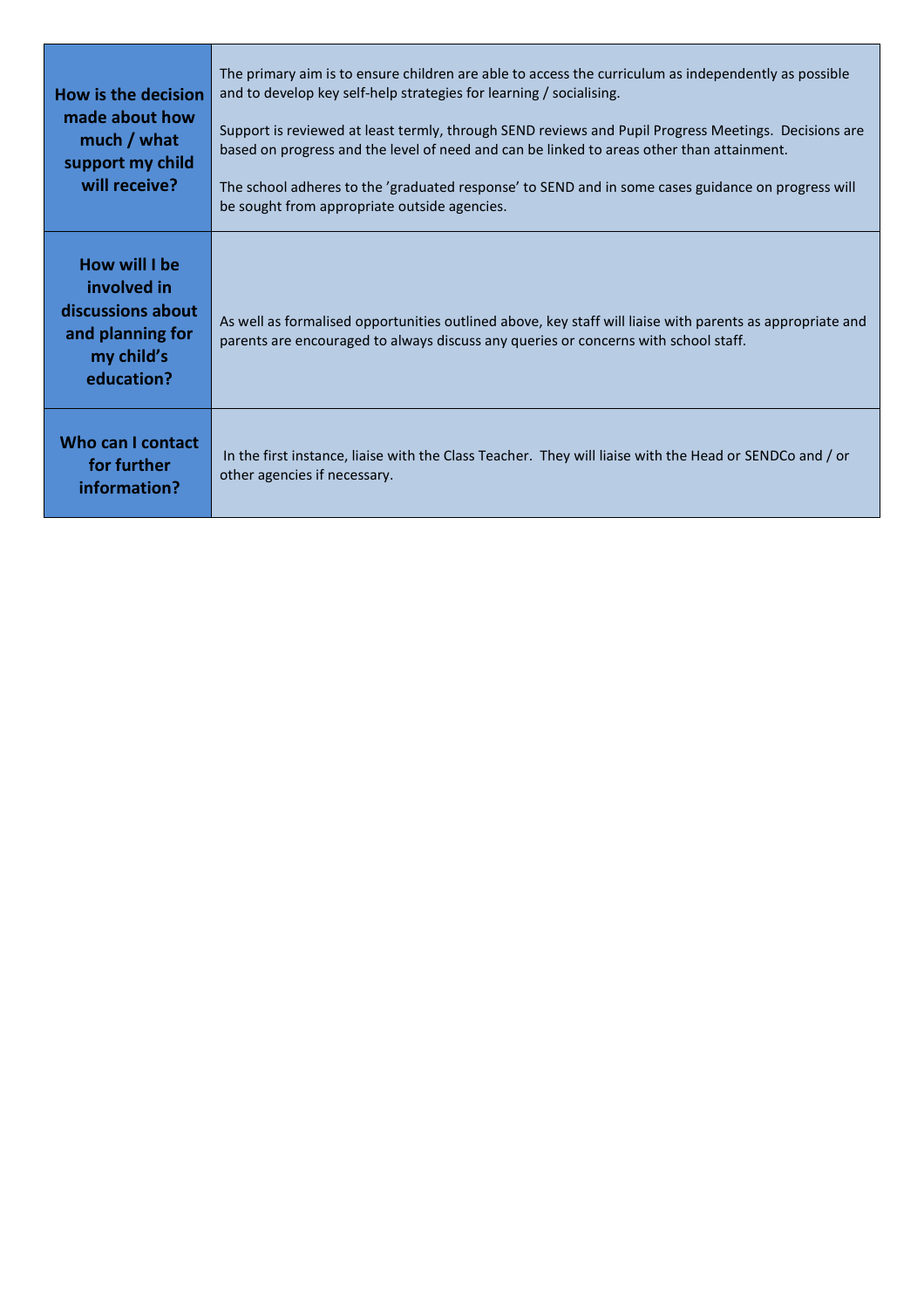| | |
|---|---|
| **How is the decision made about how much / what support my child will receive?** | The primary aim is to ensure children are able to access the curriculum as independently as possible and to develop key self-help strategies for learning / socialising.<br><br>Support is reviewed at least termly, through SEND reviews and Pupil Progress Meetings. Decisions are based on progress and the level of need and can be linked to areas other than attainment.<br><br>The school adheres to the 'graduated response' to SEND and in some cases guidance on progress will be sought from appropriate outside agencies. |
| **How will I be involved in discussions about and planning for my child's education?** | As well as formalised opportunities outlined above, key staff will liaise with parents as appropriate and parents are encouraged to always discuss any queries or concerns with school staff. |
| **Who can I contact for further information?** | In the first instance, liaise with the Class Teacher. They will liaise with the Head or SENDCo and / or other agencies if necessary. |